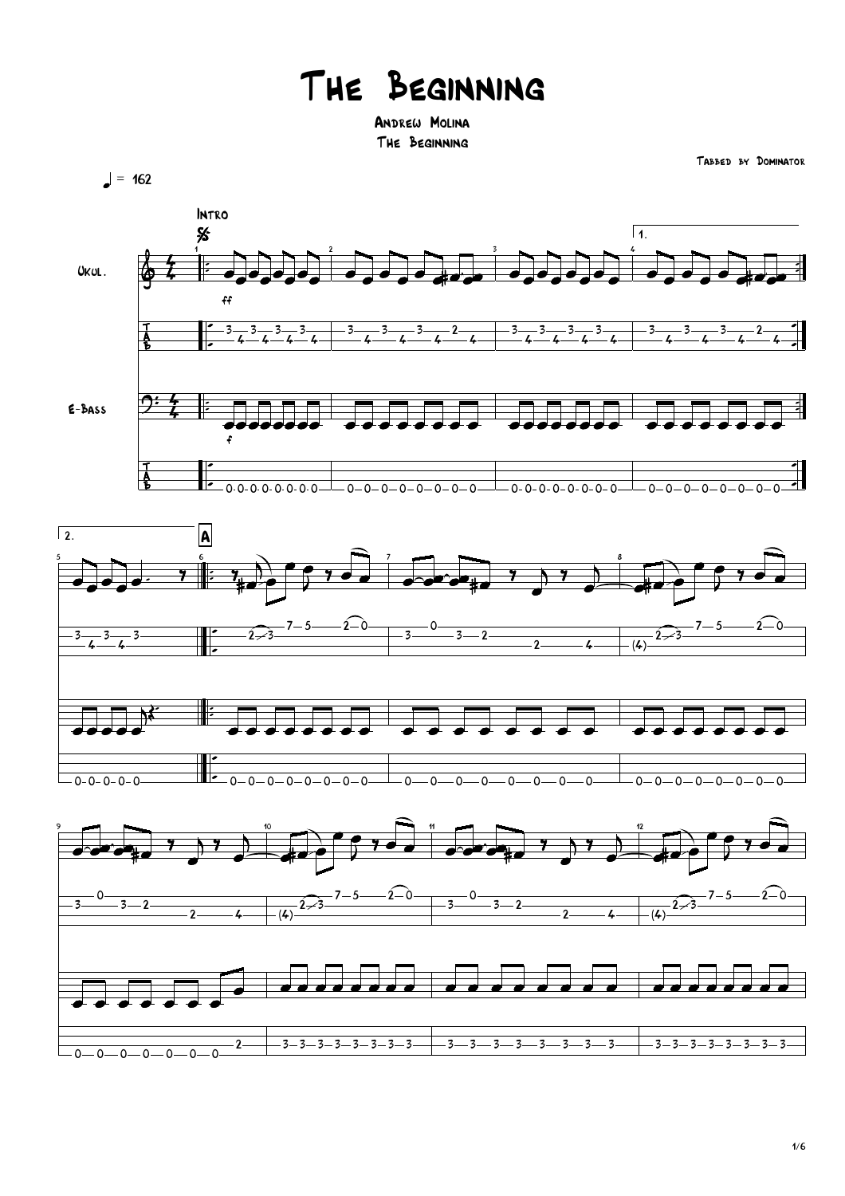# The Beginning

**Andrew Molina**

The Beginning

Tabbed by Dominator

♩ = 162

Intro

Ukul.

E-Bass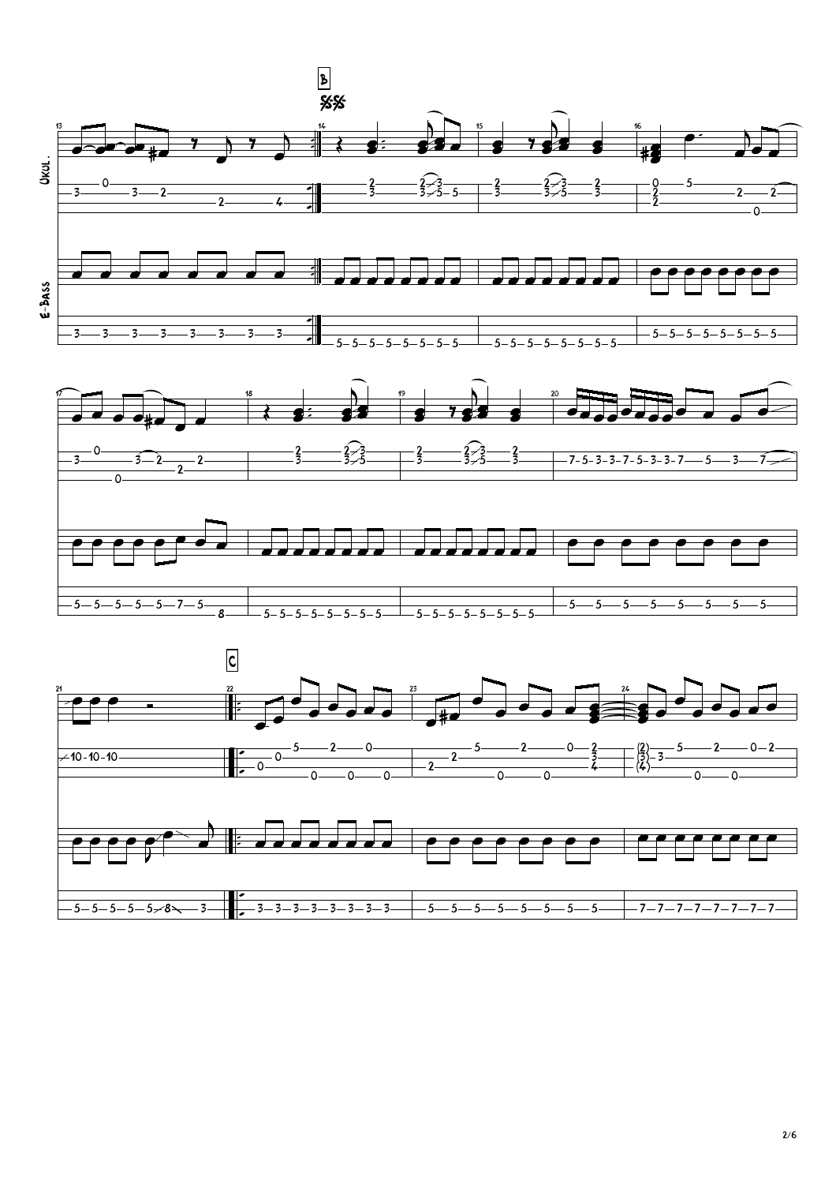**B**

Ukol.

E-Bass

**C**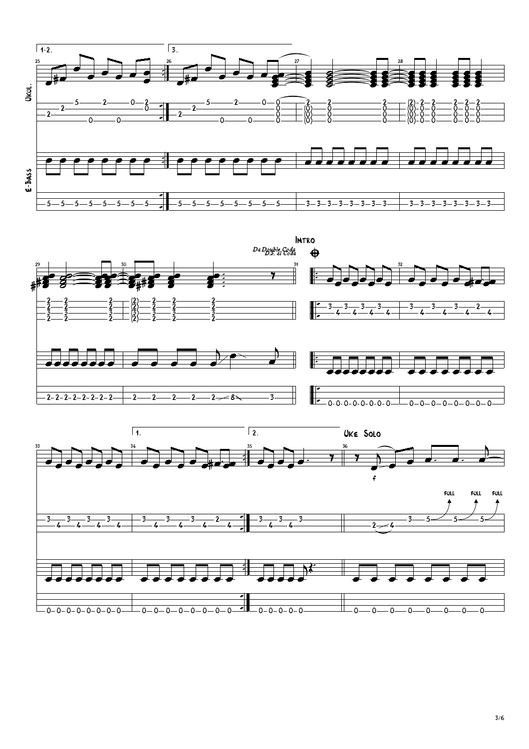Ukol.

E-Bass

Da Double Coda
D.S. al Coda

## Intro

## Uke Solo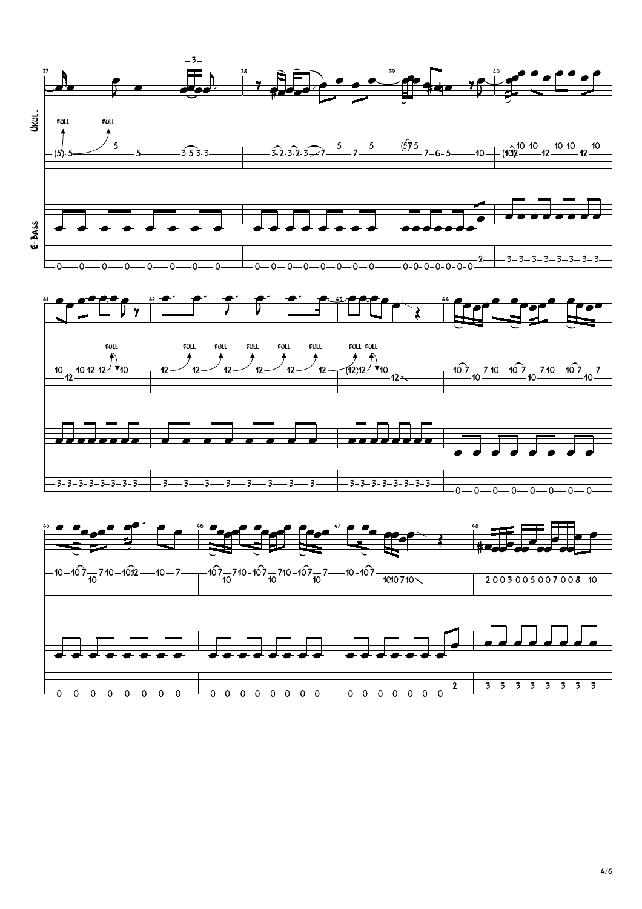Ukol.

E-Bass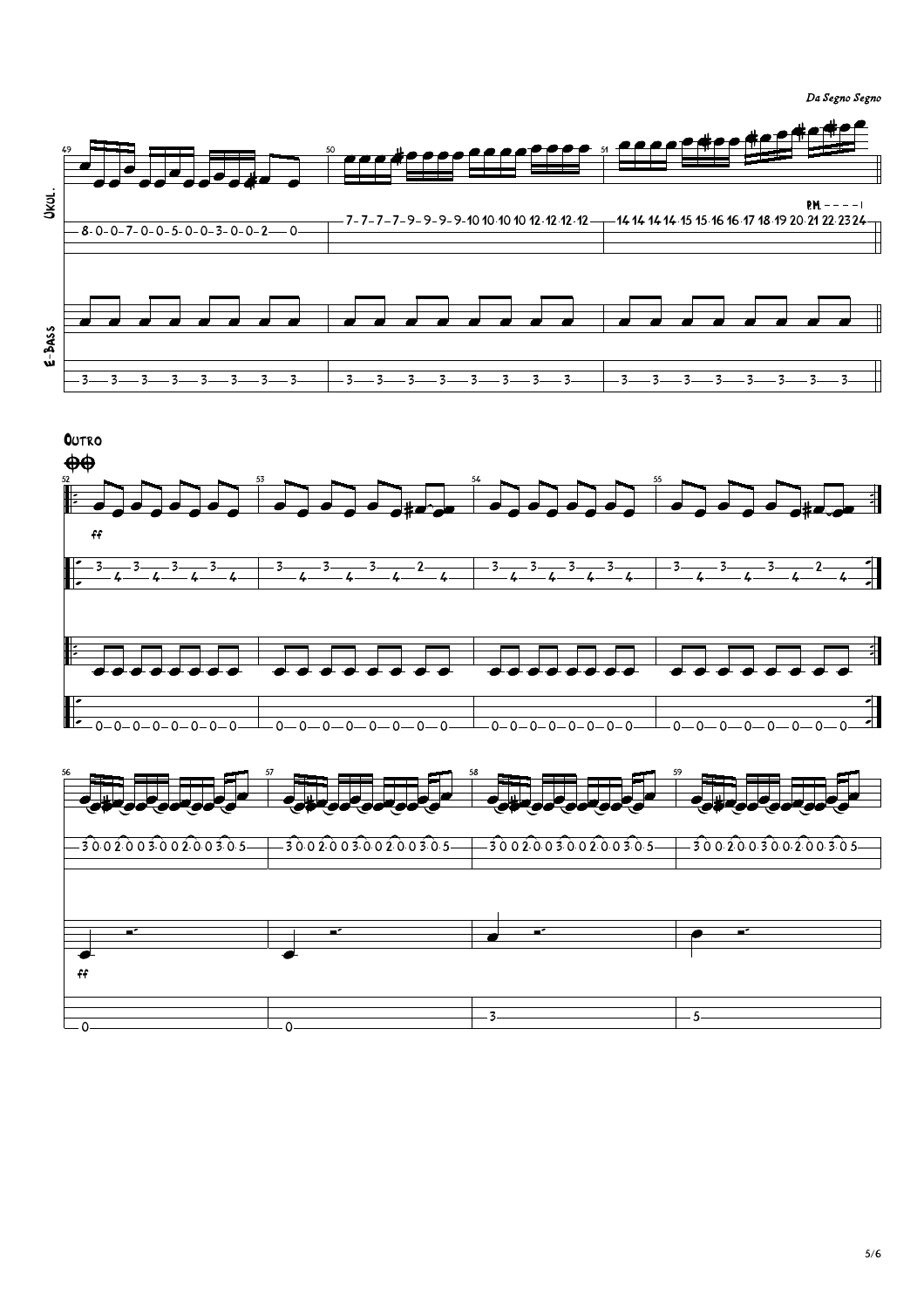*Da Segno Segno*

Ukul.

E-Bass

**Outro**

ff

ff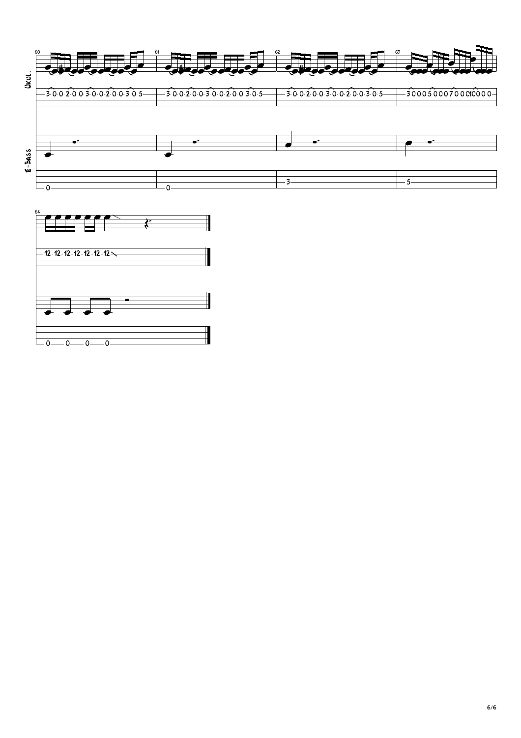Ukul.

E-Bass